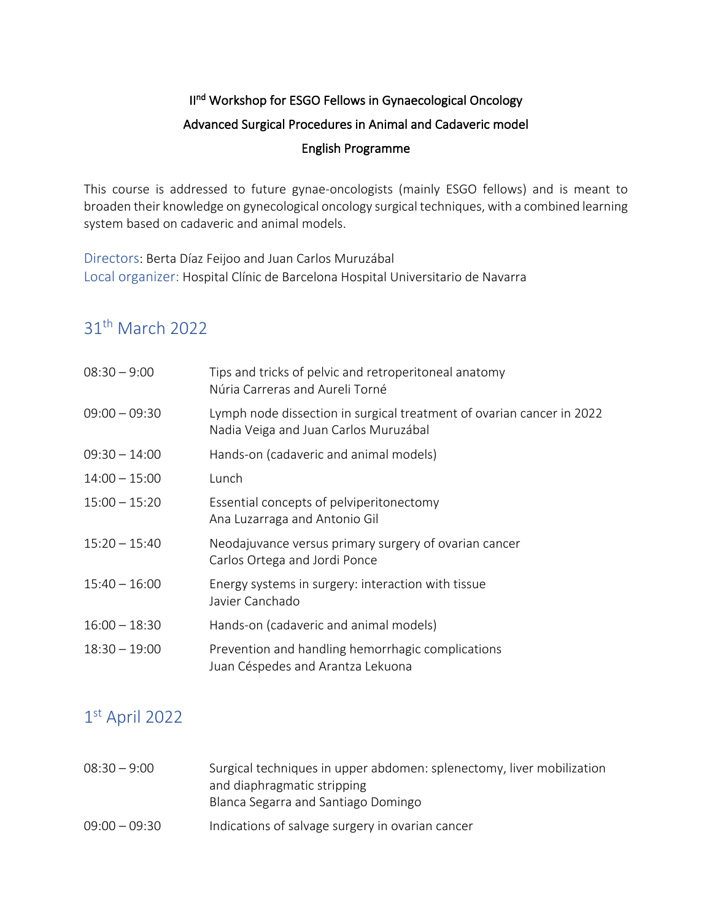# II[nd] Workshop for ESGO Fellows in Gynaecological Oncology

## Advanced Surgical Procedures in Animal and Cadaveric model

### English Programme

This course is addressed to future gynae-oncologists (mainly ESGO fellows) and is meant to broaden their knowledge on gynecological oncology surgical techniques, with a combined learning system based on cadaveric and animal models.

Directors: Berta Díaz Feijoo and Juan Carlos Muruzábal
Local organizer: Hospital Clínic de Barcelona Hospital Universitario de Navarra

## 31[th] March 2022

| | |
|---|---|
| 08:30 – 9:00 | Tips and tricks of pelvic and retroperitoneal anatomy<br>Núria Carreras and Aureli Torné |
| 09:00 – 09:30 | Lymph node dissection in surgical treatment of ovarian cancer in 2022<br>Nadia Veiga and Juan Carlos Muruzábal |
| 09:30 – 14:00 | Hands-on (cadaveric and animal models) |
| 14:00 – 15:00 | Lunch |
| 15:00 – 15:20 | Essential concepts of pelviperitonectomy<br>Ana Luzarraga and Antonio Gil |
| 15:20 – 15:40 | Neodajuvance versus primary surgery of ovarian cancer<br>Carlos Ortega and Jordi Ponce |
| 15:40 – 16:00 | Energy systems in surgery: interaction with tissue<br>Javier Canchado |
| 16:00 – 18:30 | Hands-on (cadaveric and animal models) |
| 18:30 – 19:00 | Prevention and handling hemorrhagic complications<br>Juan Céspedes and Arantza Lekuona |

## 1[st] April 2022

| | |
|---|---|
| 08:30 – 9:00 | Surgical techniques in upper abdomen: splenectomy, liver mobilization and diaphragmatic stripping<br>Blanca Segarra and Santiago Domingo |
| 09:00 – 09:30 | Indications of salvage surgery in ovarian cancer |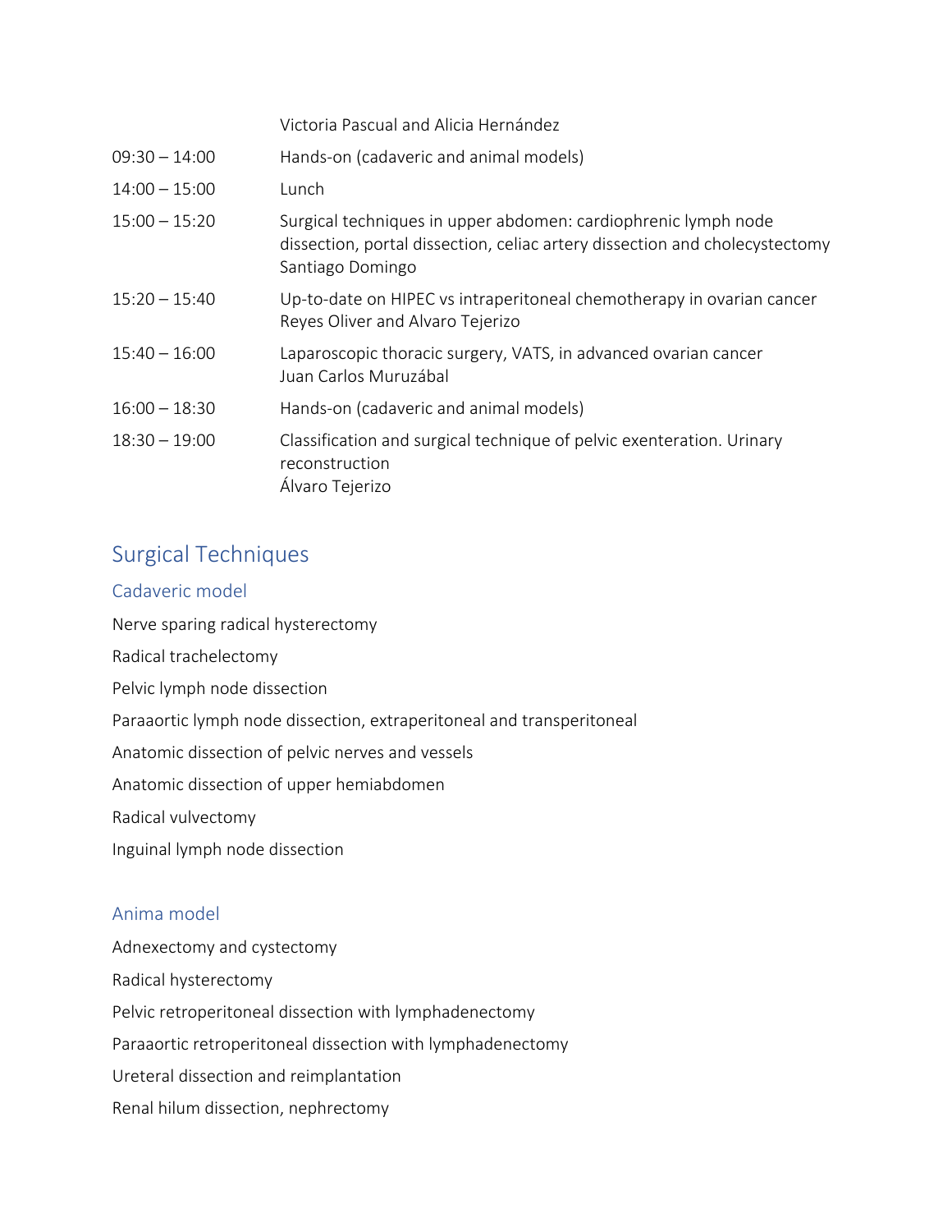| | |
|---|---|
| | Victoria Pascual and Alicia Hernández |
| 09:30 – 14:00 | Hands-on (cadaveric and animal models) |
| 14:00 – 15:00 | Lunch |
| 15:00 – 15:20 | Surgical techniques in upper abdomen: cardiophrenic lymph node dissection, portal dissection, celiac artery dissection and cholecystectomy<br>Santiago Domingo |
| 15:20 – 15:40 | Up-to-date on HIPEC vs intraperitoneal chemotherapy in ovarian cancer<br>Reyes Oliver and Alvaro Tejerizo |
| 15:40 – 16:00 | Laparoscopic thoracic surgery, VATS, in advanced ovarian cancer<br>Juan Carlos Muruzábal |
| 16:00 – 18:30 | Hands-on (cadaveric and animal models) |
| 18:30 – 19:00 | Classification and surgical technique of pelvic exenteration. Urinary reconstruction<br>Álvaro Tejerizo |

## Surgical Techniques

### Cadaveric model

Nerve sparing radical hysterectomy

Radical trachelectomy

Pelvic lymph node dissection

Paraaortic lymph node dissection, extraperitoneal and transperitoneal

Anatomic dissection of pelvic nerves and vessels

Anatomic dissection of upper hemiabdomen

Radical vulvectomy

Inguinal lymph node dissection

### Anima model

Adnexectomy and cystectomy

Radical hysterectomy

Pelvic retroperitoneal dissection with lymphadenectomy

Paraaortic retroperitoneal dissection with lymphadenectomy

Ureteral dissection and reimplantation

Renal hilum dissection, nephrectomy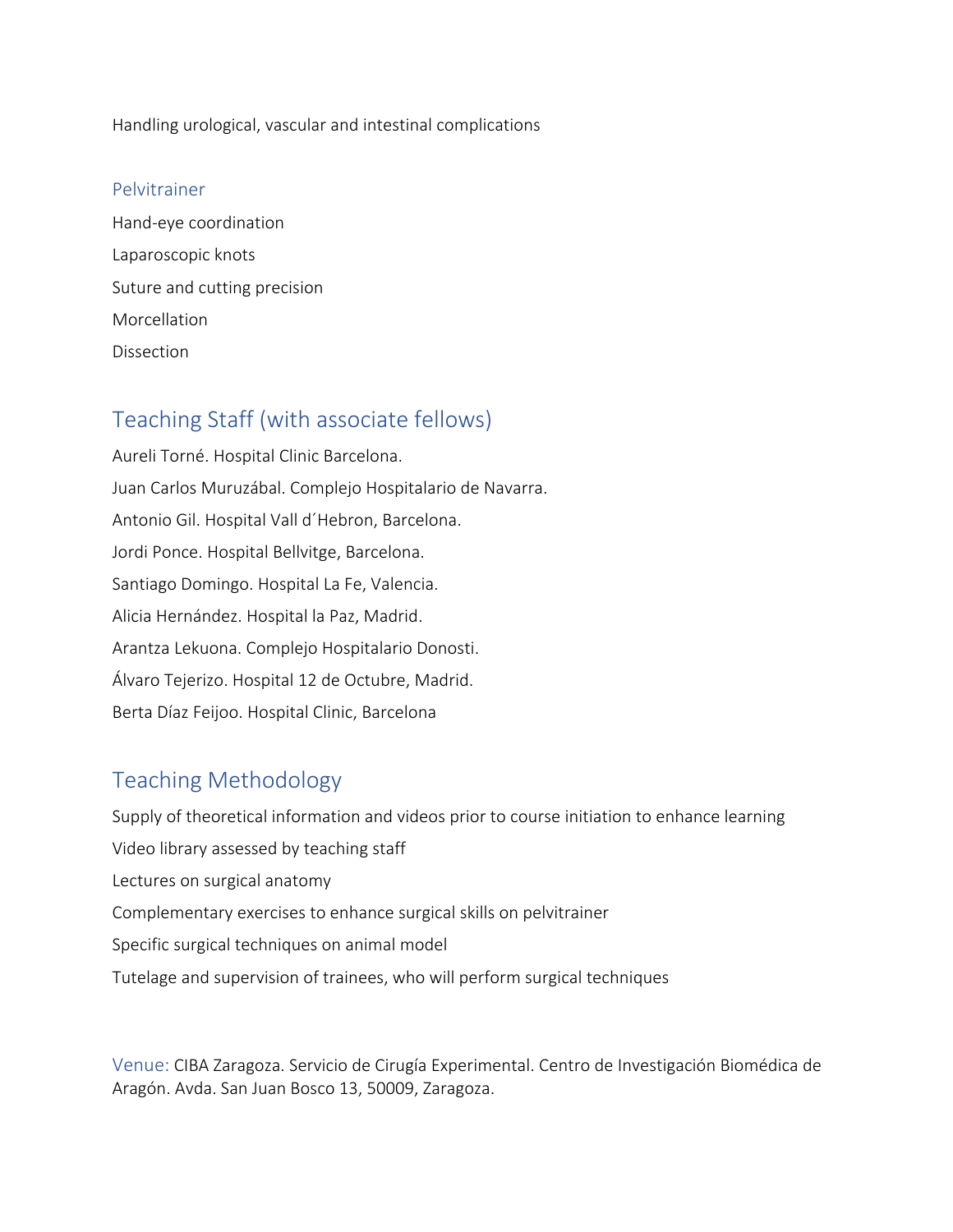Handling urological, vascular and intestinal complications

### Pelvitrainer

Hand-eye coordination

Laparoscopic knots

Suture and cutting precision

Morcellation

Dissection

## Teaching Staff (with associate fellows)

Aureli Torné. Hospital Clinic Barcelona.

Juan Carlos Muruzábal. Complejo Hospitalario de Navarra.

Antonio Gil. Hospital Vall d´Hebron, Barcelona.

Jordi Ponce. Hospital Bellvitge, Barcelona.

Santiago Domingo. Hospital La Fe, Valencia.

Alicia Hernández. Hospital la Paz, Madrid.

Arantza Lekuona. Complejo Hospitalario Donosti.

Álvaro Tejerizo. Hospital 12 de Octubre, Madrid.

Berta Díaz Feijoo. Hospital Clinic, Barcelona

## Teaching Methodology

Supply of theoretical information and videos prior to course initiation to enhance learning

Video library assessed by teaching staff

Lectures on surgical anatomy

Complementary exercises to enhance surgical skills on pelvitrainer

Specific surgical techniques on animal model

Tutelage and supervision of trainees, who will perform surgical techniques

Venue: CIBA Zaragoza. Servicio de Cirugía Experimental. Centro de Investigación Biomédica de Aragón. Avda. San Juan Bosco 13, 50009, Zaragoza.